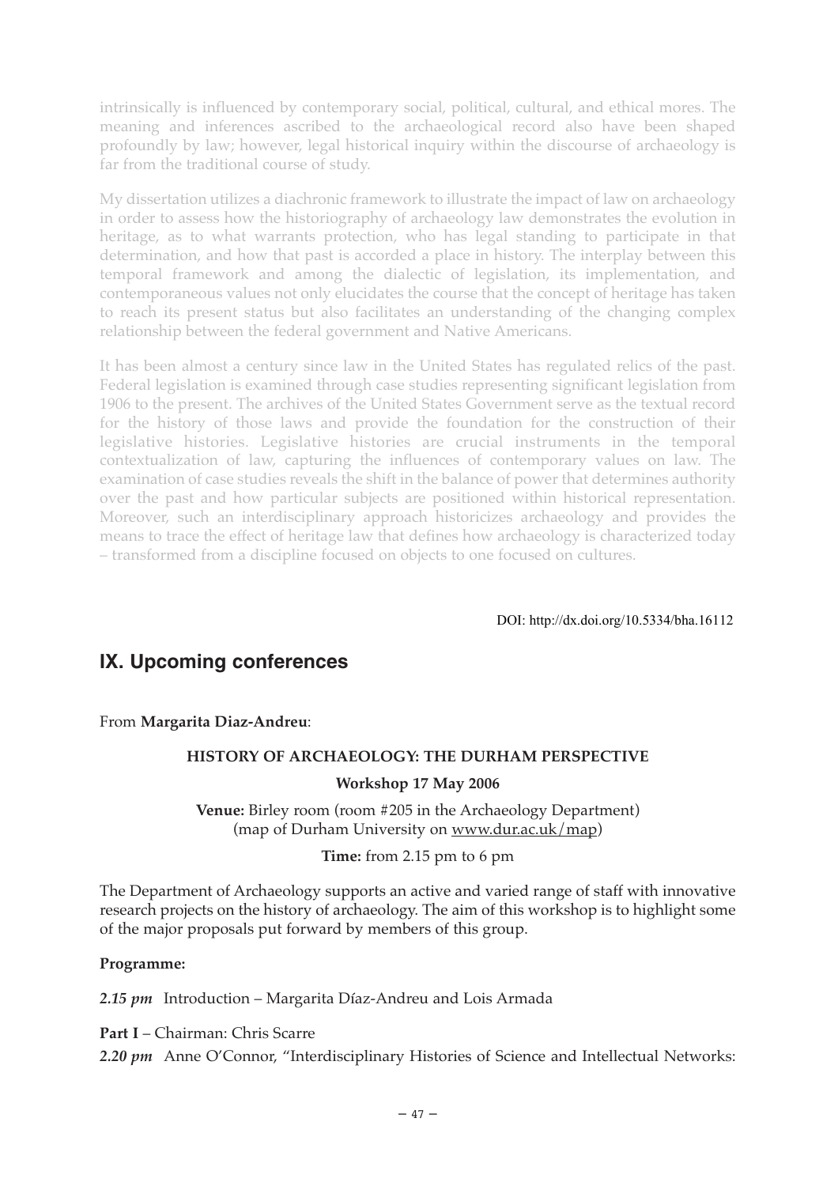intrinsically is influenced by contemporary social, political, cultural, and ethical mores. The meaning and inferences ascribed to the archaeological record also have been shaped profoundly by law; however, legal historical inquiry within the discourse of archaeology is far from the traditional course of study.

My dissertation utilizes a diachronic framework to illustrate the impact of law on archaeology in order to assess how the historiography of archaeology law demonstrates the evolution in heritage, as to what warrants protection, who has legal standing to participate in that determination, and how that past is accorded a place in history. The interplay between this temporal framework and among the dialectic of legislation, its implementation, and contemporaneous values not only elucidates the course that the concept of heritage has taken to reach its present status but also facilitates an understanding of the changing complex relationship between the federal government and Native Americans.

It has been almost a century since law in the United States has regulated relics of the past. Federal legislation is examined through case studies representing significant legislation from 1906 to the present. The archives of the United States Government serve as the textual record for the history of those laws and provide the foundation for the construction of their legislative histories. Legislative histories are crucial instruments in the temporal contextualization of law, capturing the influences of contemporary values on law. The examination of case studies reveals the shift in the balance of power that determines authority over the past and how particular subjects are positioned within historical representation. Moreover, such an interdisciplinary approach historicizes archaeology and provides the means to trace the effect of heritage law that defines how archaeology is characterized today – transformed from a discipline focused on objects to one focused on cultures.

DOI: http://dx.doi.org/10.5334/bha.16112

## IX. Upcoming conferences

From **Margarita Diaz-Andreu**:

**HISTORY OF ARCHAEOLOGY: THE DURHAM PERSPECTIVE**

**Workshop 17 May 2006**

**Venue:** Birley room (room #205 in the Archaeology Department) (map of Durham University on www.dur.ac.uk/map)

**Time:** from 2.15 pm to 6 pm

The Department of Archaeology supports an active and varied range of staff with innovative research projects on the history of archaeology. The aim of this workshop is to highlight some of the major proposals put forward by members of this group.

**Programme:**

***2.15 pm*** Introduction – Margarita Díaz-Andreu and Lois Armada

**Part I** – Chairman: Chris Scarre

***2.20 pm*** Anne O'Connor, "Interdisciplinary Histories of Science and Intellectual Networks: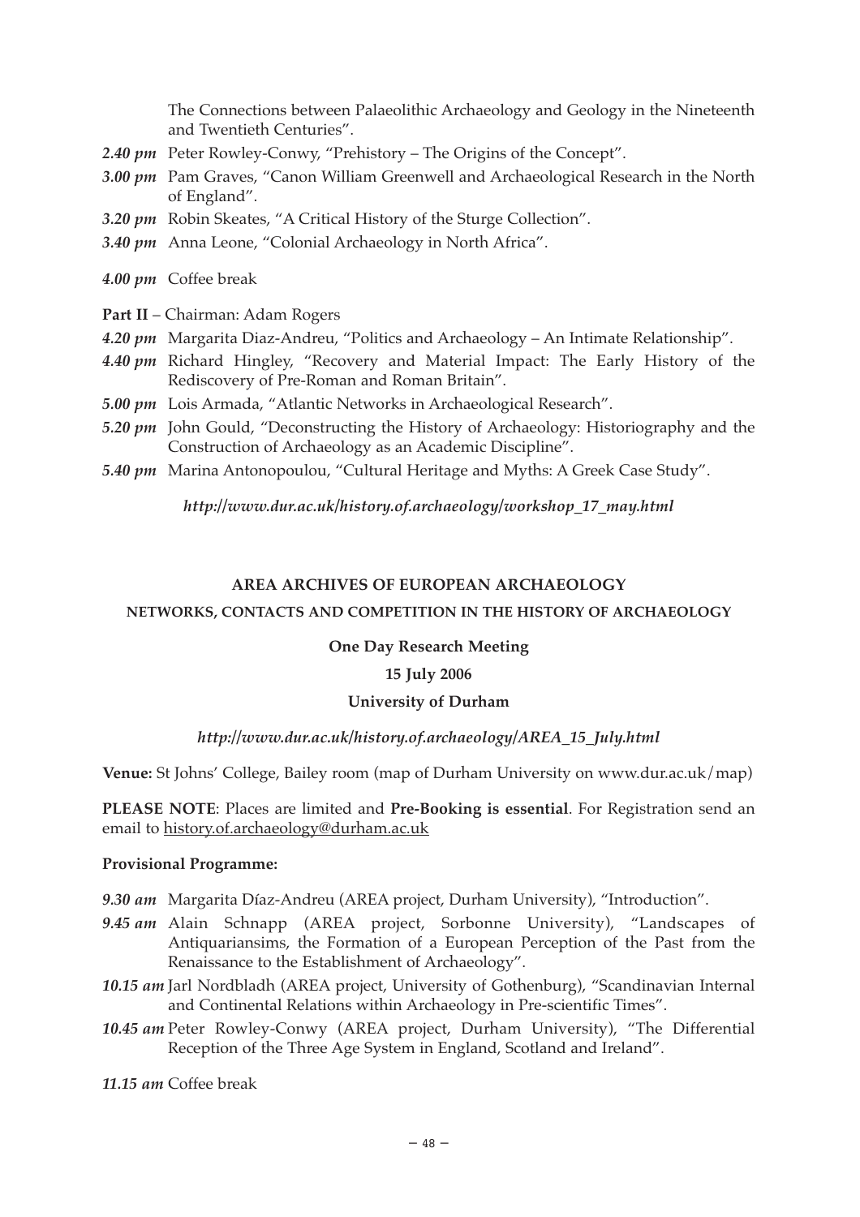The Connections between Palaeolithic Archaeology and Geology in the Nineteenth and Twentieth Centuries".

***2.40 pm*** Peter Rowley-Conwy, "Prehistory – The Origins of the Concept".

***3.00 pm*** Pam Graves, "Canon William Greenwell and Archaeological Research in the North of England".

***3.20 pm*** Robin Skeates, "A Critical History of the Sturge Collection".

***3.40 pm*** Anna Leone, "Colonial Archaeology in North Africa".

***4.00 pm*** Coffee break

**Part II** – Chairman: Adam Rogers

***4.20 pm*** Margarita Diaz-Andreu, "Politics and Archaeology – An Intimate Relationship".

***4.40 pm*** Richard Hingley, "Recovery and Material Impact: The Early History of the Rediscovery of Pre-Roman and Roman Britain".

***5.00 pm*** Lois Armada, "Atlantic Networks in Archaeological Research".

***5.20 pm*** John Gould, "Deconstructing the History of Archaeology: Historiography and the Construction of Archaeology as an Academic Discipline".

***5.40 pm*** Marina Antonopoulou, "Cultural Heritage and Myths: A Greek Case Study".

***http://www.dur.ac.uk/history.of.archaeology/workshop_17_may.html***

## AREA ARCHIVES OF EUROPEAN ARCHAEOLOGY

### NETWORKS, CONTACTS AND COMPETITION IN THE HISTORY OF ARCHAEOLOGY

**One Day Research Meeting**

**15 July 2006**

**University of Durham**

***http://www.dur.ac.uk/history.of.archaeology/AREA_15_July.html***

**Venue:** St Johns' College, Bailey room (map of Durham University on www.dur.ac.uk/map)

**PLEASE NOTE**: Places are limited and **Pre-Booking is essential**. For Registration send an email to history.of.archaeology@durham.ac.uk

**Provisional Programme:**

***9.30 am*** Margarita Díaz-Andreu (AREA project, Durham University), "Introduction".

***9.45 am*** Alain Schnapp (AREA project, Sorbonne University), "Landscapes of Antiquariansims, the Formation of a European Perception of the Past from the Renaissance to the Establishment of Archaeology".

***10.15 am*** Jarl Nordbladh (AREA project, University of Gothenburg), "Scandinavian Internal and Continental Relations within Archaeology in Pre-scientific Times".

***10.45 am*** Peter Rowley-Conwy (AREA project, Durham University), "The Differential Reception of the Three Age System in England, Scotland and Ireland".

***11.15 am*** Coffee break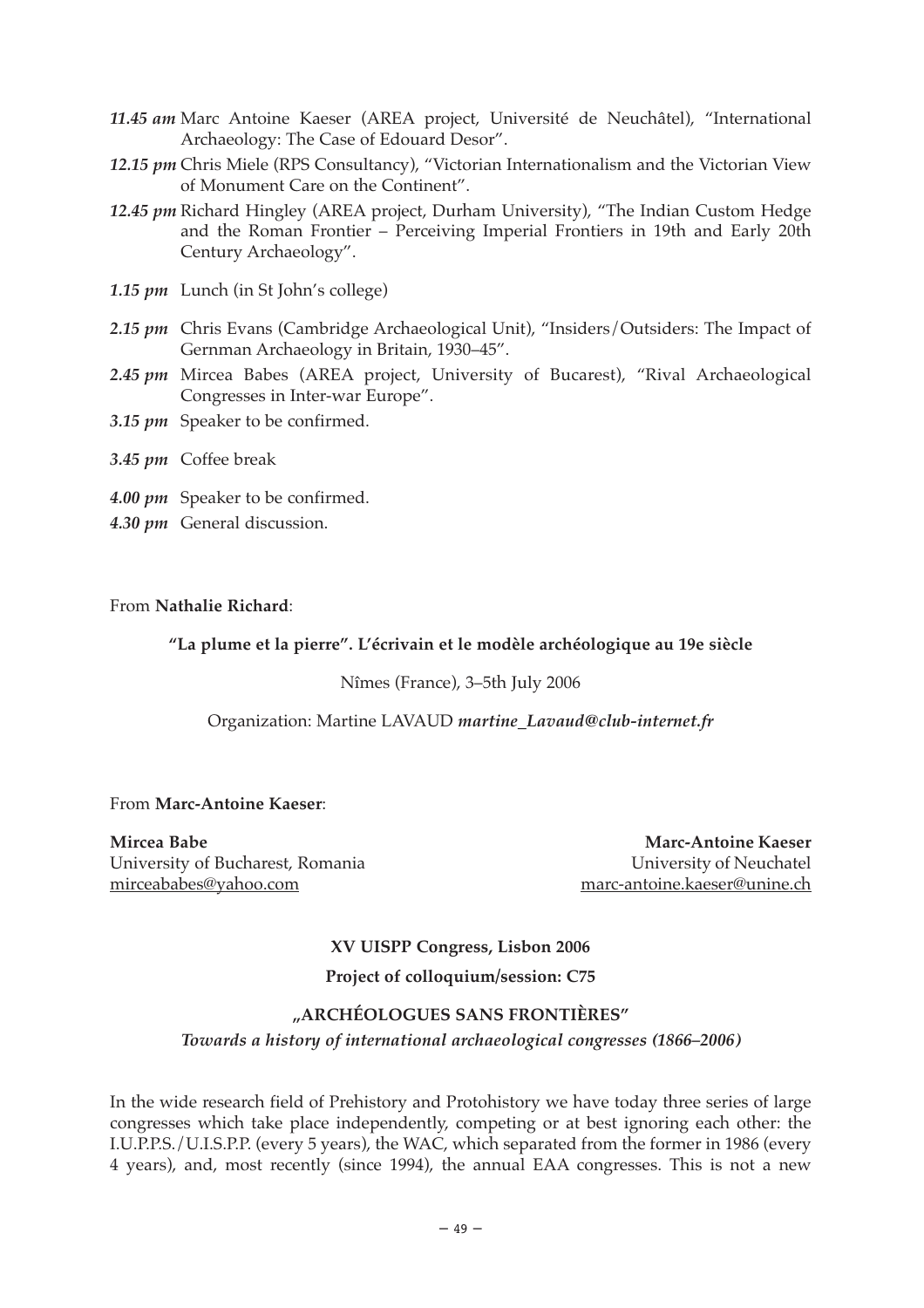*11.45 am* Marc Antoine Kaeser (AREA project, Université de Neuchâtel), "International Archaeology: The Case of Edouard Desor".

*12.15 pm* Chris Miele (RPS Consultancy), "Victorian Internationalism and the Victorian View of Monument Care on the Continent".

*12.45 pm* Richard Hingley (AREA project, Durham University), "The Indian Custom Hedge and the Roman Frontier – Perceiving Imperial Frontiers in 19th and Early 20th Century Archaeology".

*1.15 pm* Lunch (in St John's college)

*2.15 pm* Chris Evans (Cambridge Archaeological Unit), "Insiders/Outsiders: The Impact of Gernman Archaeology in Britain, 1930–45".

*2.45 pm* Mircea Babes (AREA project, University of Bucarest), "Rival Archaeological Congresses in Inter-war Europe".

*3.15 pm* Speaker to be confirmed.

*3.45 pm* Coffee break

*4.00 pm* Speaker to be confirmed.

*4.30 pm* General discussion.

From **Nathalie Richard**:

**"La plume et la pierre". L'écrivain et le modèle archéologique au 19e siècle**

Nîmes (France), 3–5th July 2006

Organization: Martine LAVAUD ***martine_Lavaud@club-internet.fr***

From **Marc-Antoine Kaeser**:

**Mircea Babe**
University of Bucharest, Romania
mirceababes@yahoo.com

**Marc-Antoine Kaeser**
University of Neuchatel
marc-antoine.kaeser@unine.ch

**XV UISPP Congress, Lisbon 2006**

**Project of colloquium/session: C75**

**„ARCHÉOLOGUES SANS FRONTIÈRES"**

***Towards a history of international archaeological congresses (1866–2006)***

In the wide research field of Prehistory and Protohistory we have today three series of large congresses which take place independently, competing or at best ignoring each other: the I.U.P.P.S./U.I.S.P.P. (every 5 years), the WAC, which separated from the former in 1986 (every 4 years), and, most recently (since 1994), the annual EAA congresses. This is not a new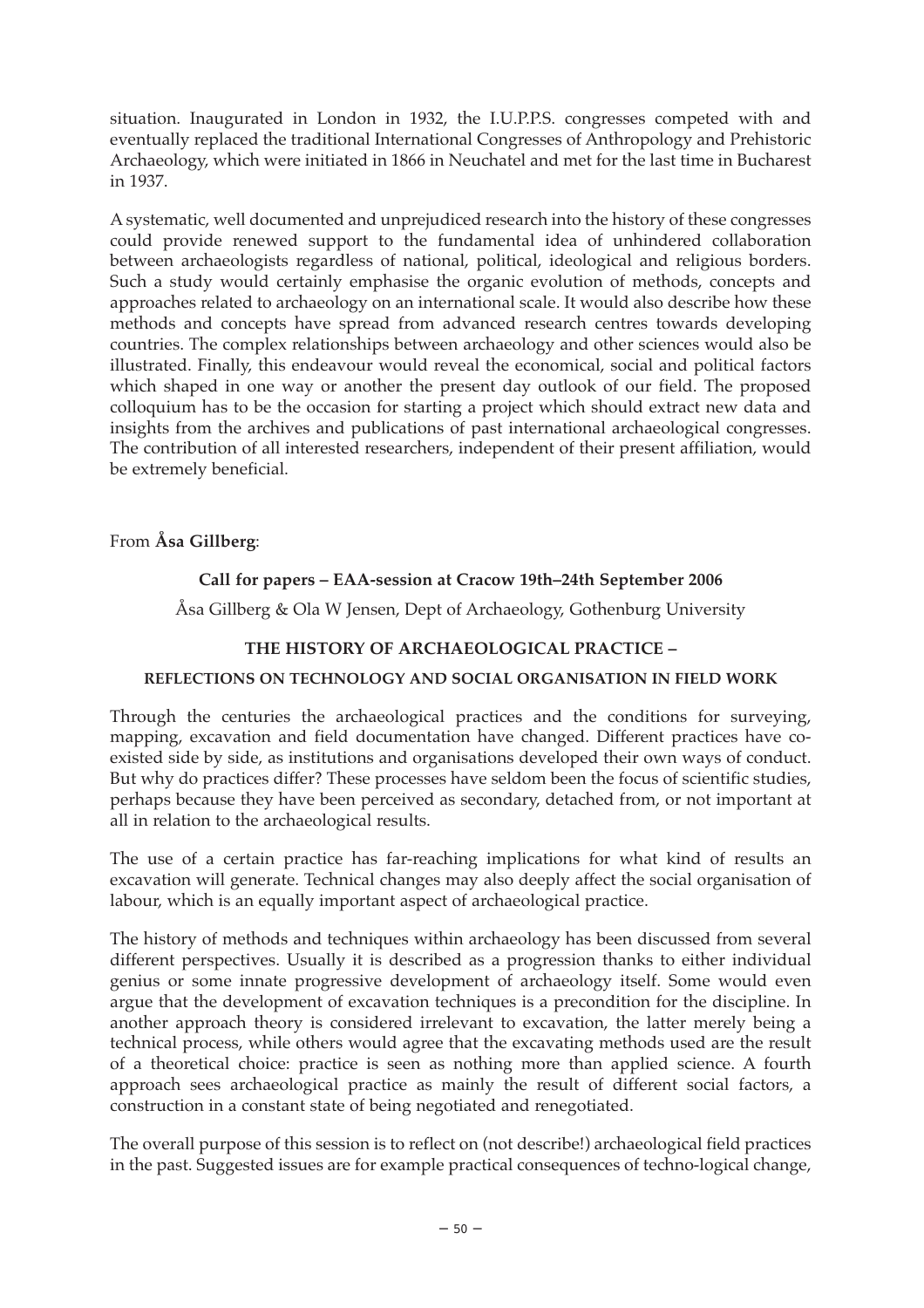situation. Inaugurated in London in 1932, the I.U.P.P.S. congresses competed with and eventually replaced the traditional International Congresses of Anthropology and Prehistoric Archaeology, which were initiated in 1866 in Neuchatel and met for the last time in Bucharest in 1937.

A systematic, well documented and unprejudiced research into the history of these congresses could provide renewed support to the fundamental idea of unhindered collaboration between archaeologists regardless of national, political, ideological and religious borders. Such a study would certainly emphasise the organic evolution of methods, concepts and approaches related to archaeology on an international scale. It would also describe how these methods and concepts have spread from advanced research centres towards developing countries. The complex relationships between archaeology and other sciences would also be illustrated. Finally, this endeavour would reveal the economical, social and political factors which shaped in one way or another the present day outlook of our field. The proposed colloquium has to be the occasion for starting a project which should extract new data and insights from the archives and publications of past international archaeological congresses. The contribution of all interested researchers, independent of their present affiliation, would be extremely beneficial.

From **Åsa Gillberg**:

**Call for papers – EAA-session at Cracow 19th–24th September 2006**

Åsa Gillberg & Ola W Jensen, Dept of Archaeology, Gothenburg University

**THE HISTORY OF ARCHAEOLOGICAL PRACTICE –**

**REFLECTIONS ON TECHNOLOGY AND SOCIAL ORGANISATION IN FIELD WORK**

Through the centuries the archaeological practices and the conditions for surveying, mapping, excavation and field documentation have changed. Different practices have co-existed side by side, as institutions and organisations developed their own ways of conduct. But why do practices differ? These processes have seldom been the focus of scientific studies, perhaps because they have been perceived as secondary, detached from, or not important at all in relation to the archaeological results.

The use of a certain practice has far-reaching implications for what kind of results an excavation will generate. Technical changes may also deeply affect the social organisation of labour, which is an equally important aspect of archaeological practice.

The history of methods and techniques within archaeology has been discussed from several different perspectives. Usually it is described as a progression thanks to either individual genius or some innate progressive development of archaeology itself. Some would even argue that the development of excavation techniques is a precondition for the discipline. In another approach theory is considered irrelevant to excavation, the latter merely being a technical process, while others would agree that the excavating methods used are the result of a theoretical choice: practice is seen as nothing more than applied science. A fourth approach sees archaeological practice as mainly the result of different social factors, a construction in a constant state of being negotiated and renegotiated.

The overall purpose of this session is to reflect on (not describe!) archaeological field practices in the past. Suggested issues are for example practical consequences of techno-logical change,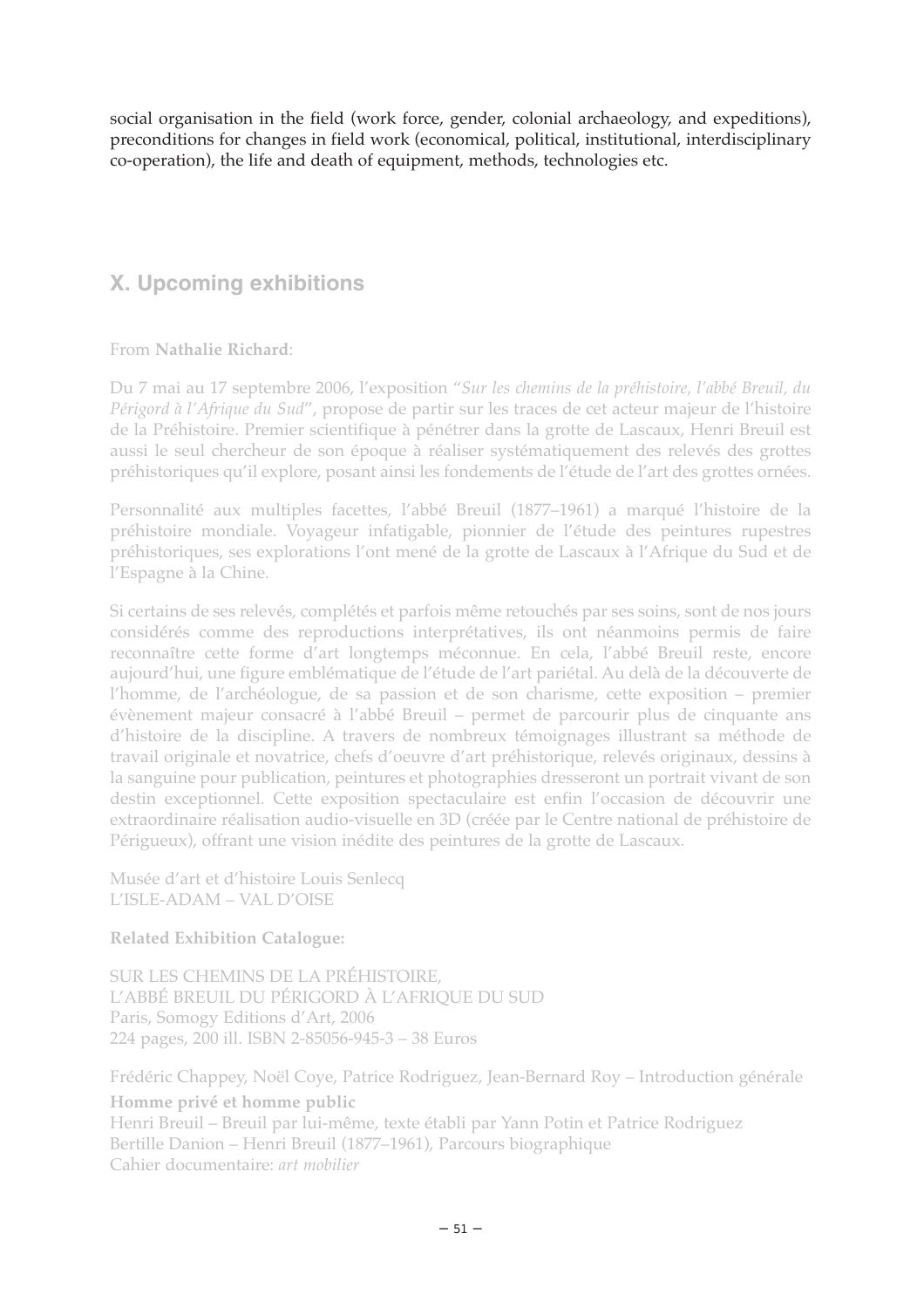social organisation in the field (work force, gender, colonial archaeology, and expeditions), preconditions for changes in field work (economical, political, institutional, interdisciplinary co-operation), the life and death of equipment, methods, technologies etc.

## X. Upcoming exhibitions

From **Nathalie Richard**:

Du 7 mai au 17 septembre 2006, l'exposition "*Sur les chemins de la préhistoire, l'abbé Breuil, du Périgord à l'Afrique du Sud*", propose de partir sur les traces de cet acteur majeur de l'histoire de la Préhistoire. Premier scientifique à pénétrer dans la grotte de Lascaux, Henri Breuil est aussi le seul chercheur de son époque à réaliser systématiquement des relevés des grottes préhistoriques qu'il explore, posant ainsi les fondements de l'étude de l'art des grottes ornées.

Personnalité aux multiples facettes, l'abbé Breuil (1877–1961) a marqué l'histoire de la préhistoire mondiale. Voyageur infatigable, pionnier de l'étude des peintures rupestres préhistoriques, ses explorations l'ont mené de la grotte de Lascaux à l'Afrique du Sud et de l'Espagne à la Chine.

Si certains de ses relevés, complétés et parfois même retouchés par ses soins, sont de nos jours considérés comme des reproductions interprétatives, ils ont néanmoins permis de faire reconnaître cette forme d'art longtemps méconnue. En cela, l'abbé Breuil reste, encore aujourd'hui, une figure emblématique de l'étude de l'art pariétal. Au delà de la découverte de l'homme, de l'archéologue, de sa passion et de son charisme, cette exposition – premier évènement majeur consacré à l'abbé Breuil – permet de parcourir plus de cinquante ans d'histoire de la discipline. A travers de nombreux témoignages illustrant sa méthode de travail originale et novatrice, chefs d'oeuvre d'art préhistorique, relevés originaux, dessins à la sanguine pour publication, peintures et photographies dresseront un portrait vivant de son destin exceptionnel. Cette exposition spectaculaire est enfin l'occasion de découvrir une extraordinaire réalisation audio-visuelle en 3D (créée par le Centre national de préhistoire de Périgueux), offrant une vision inédite des peintures de la grotte de Lascaux.

Musée d'art et d'histoire Louis Senlecq
L'ISLE-ADAM – VAL D'OISE

**Related Exhibition Catalogue:**

SUR LES CHEMINS DE LA PRÉHISTOIRE,
L'ABBÉ BREUIL DU PÉRIGORD À L'AFRIQUE DU SUD
Paris, Somogy Editions d'Art, 2006
224 pages, 200 ill. ISBN 2-85056-945-3 – 38 Euros

Frédéric Chappey, Noël Coye, Patrice Rodriguez, Jean-Bernard Roy – Introduction générale

**Homme privé et homme public**
Henri Breuil – Breuil par lui-même, texte établi par Yann Potin et Patrice Rodriguez
Bertille Danion – Henri Breuil (1877–1961), Parcours biographique
Cahier documentaire: *art mobilier*